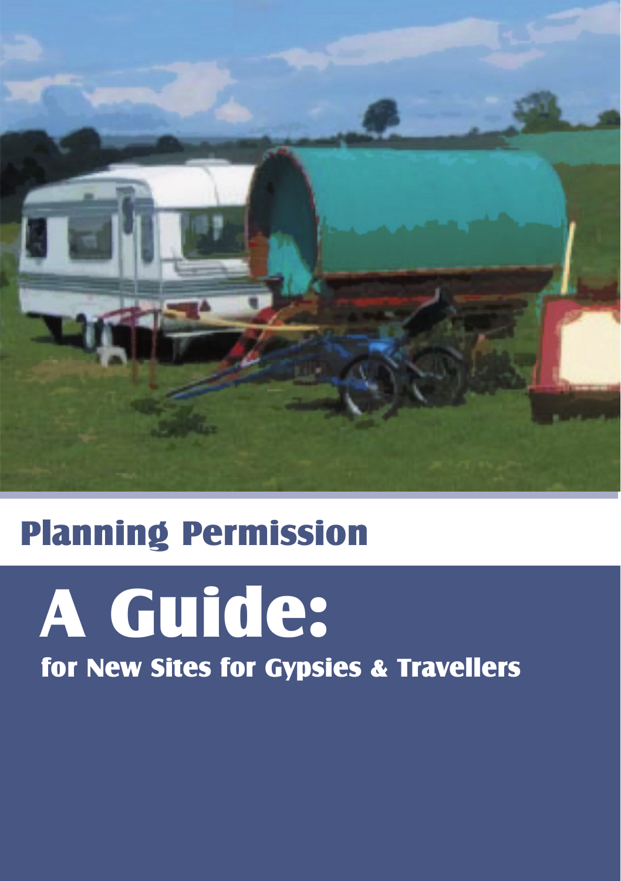# Planning Permission

# A Guide:

## for New Sites for Gypsies & Travellers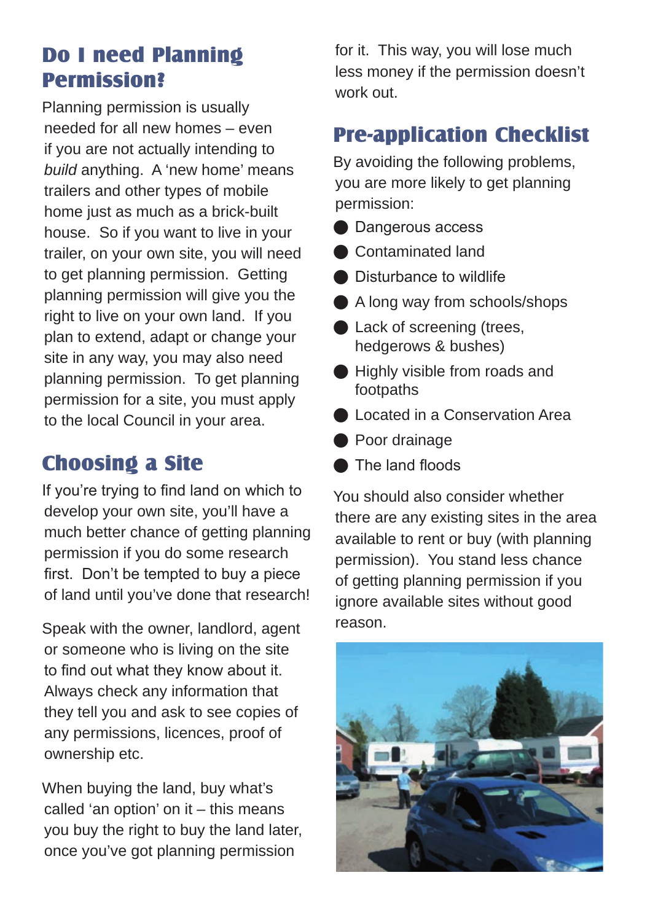## Do I need Planning Permission?

Planning permission is usually needed for all new homes – even if you are not actually intending to *build* anything. A 'new home' means trailers and other types of mobile home just as much as a brick-built house. So if you want to live in your trailer, on your own site, you will need to get planning permission. Getting planning permission will give you the right to live on your own land. If you plan to extend, adapt or change your site in any way, you may also need planning permission. To get planning permission for a site, you must apply to the local Council in your area.

## Choosing a Site

If you're trying to find land on which to develop your own site, you'll have a much better chance of getting planning permission if you do some research first. Don't be tempted to buy a piece of land until you've done that research!

Speak with the owner, landlord, agent or someone who is living on the site to find out what they know about it. Always check any information that they tell you and ask to see copies of any permissions, licences, proof of ownership etc.

When buying the land, buy what's called 'an option' on it – this means you buy the right to buy the land later, once you've got planning permission for it. This way, you will lose much less money if the permission doesn't work out.

## Pre-application Checklist

By avoiding the following problems, you are more likely to get planning permission:

- Dangerous access
- Contaminated land
- Disturbance to wildlife
- A long way from schools/shops
- Lack of screening (trees, hedgerows & bushes)
- Highly visible from roads and footpaths
- Located in a Conservation Area
- Poor drainage
- The land floods

You should also consider whether there are any existing sites in the area available to rent or buy (with planning permission). You stand less chance of getting planning permission if you ignore available sites without good reason.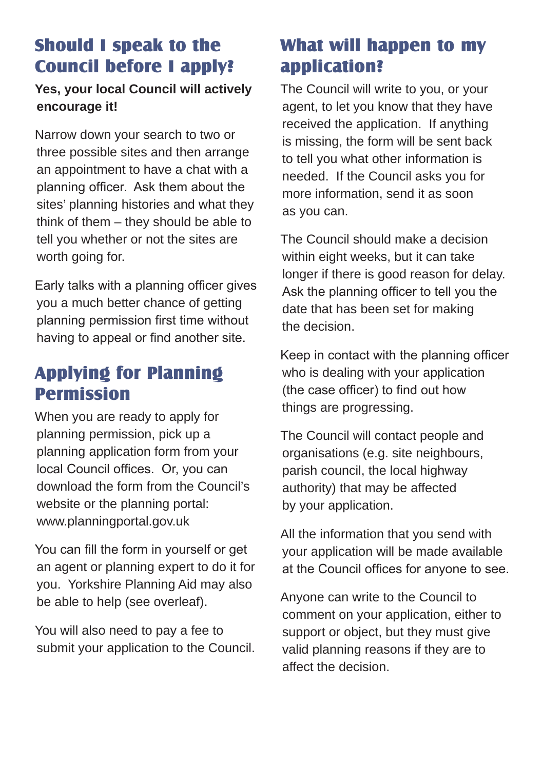## Should I speak to the Council before I apply?

**Yes, your local Council will actively encourage it!**

Narrow down your search to two or three possible sites and then arrange an appointment to have a chat with a planning officer. Ask them about the sites' planning histories and what they think of them – they should be able to tell you whether or not the sites are worth going for.

Early talks with a planning officer gives you a much better chance of getting planning permission first time without having to appeal or find another site.

## Applying for Planning Permission

When you are ready to apply for planning permission, pick up a planning application form from your local Council offices. Or, you can download the form from the Council's website or the planning portal: www.planningportal.gov.uk

You can fill the form in yourself or get an agent or planning expert to do it for you. Yorkshire Planning Aid may also be able to help (see overleaf).

You will also need to pay a fee to submit your application to the Council.

## What will happen to my application?

The Council will write to you, or your agent, to let you know that they have received the application. If anything is missing, the form will be sent back to tell you what other information is needed. If the Council asks you for more information, send it as soon as you can.

The Council should make a decision within eight weeks, but it can take longer if there is good reason for delay. Ask the planning officer to tell you the date that has been set for making the decision.

Keep in contact with the planning officer who is dealing with your application (the case officer) to find out how things are progressing.

The Council will contact people and organisations (e.g. site neighbours, parish council, the local highway authority) that may be affected by your application.

All the information that you send with your application will be made available at the Council offices for anyone to see.

Anyone can write to the Council to comment on your application, either to support or object, but they must give valid planning reasons if they are to affect the decision.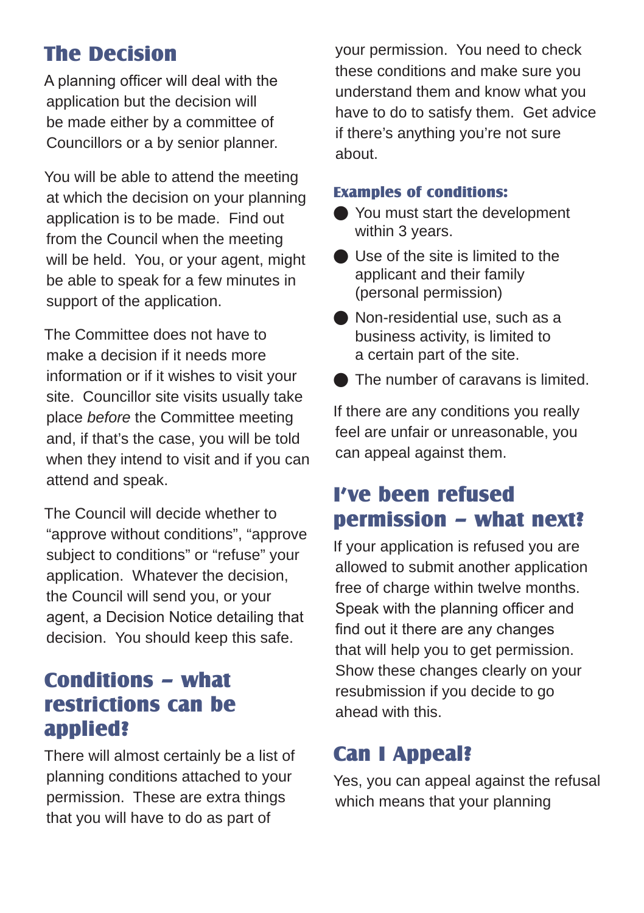## The Decision

A planning officer will deal with the application but the decision will be made either by a committee of Councillors or a by senior planner.

You will be able to attend the meeting at which the decision on your planning application is to be made. Find out from the Council when the meeting will be held. You, or your agent, might be able to speak for a few minutes in support of the application.

The Committee does not have to make a decision if it needs more information or if it wishes to visit your site. Councillor site visits usually take place *before* the Committee meeting and, if that's the case, you will be told when they intend to visit and if you can attend and speak.

The Council will decide whether to "approve without conditions", "approve subject to conditions" or "refuse" your application. Whatever the decision, the Council will send you, or your agent, a Decision Notice detailing that decision. You should keep this safe.

## Conditions – what restrictions can be applied?

There will almost certainly be a list of planning conditions attached to your permission. These are extra things that you will have to do as part of your permission. You need to check these conditions and make sure you understand them and know what you have to do to satisfy them. Get advice if there's anything you're not sure about.

### Examples of conditions:

- You must start the development within 3 years.
- Use of the site is limited to the applicant and their family (personal permission)
- Non-residential use, such as a business activity, is limited to a certain part of the site.
- The number of caravans is limited.

If there are any conditions you really feel are unfair or unreasonable, you can appeal against them.

## I've been refused permission – what next?

If your application is refused you are allowed to submit another application free of charge within twelve months. Speak with the planning officer and find out it there are any changes that will help you to get permission. Show these changes clearly on your resubmission if you decide to go ahead with this.

## Can I Appeal?

Yes, you can appeal against the refusal which means that your planning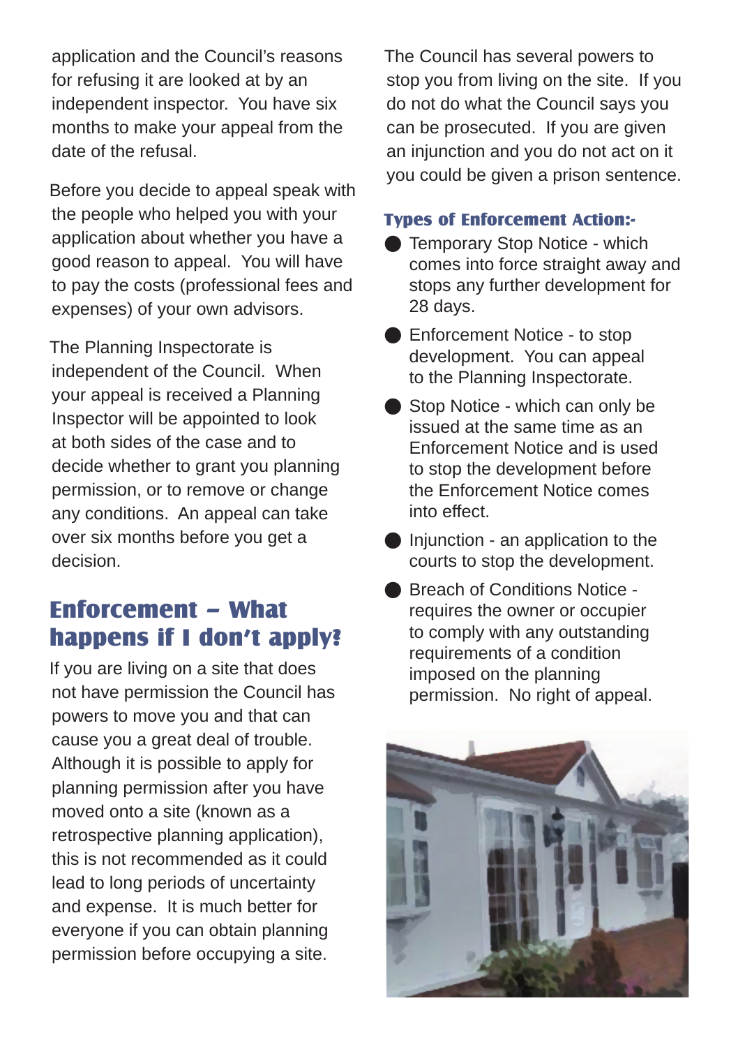application and the Council's reasons for refusing it are looked at by an independent inspector. You have six months to make your appeal from the date of the refusal.

Before you decide to appeal speak with the people who helped you with your application about whether you have a good reason to appeal. You will have to pay the costs (professional fees and expenses) of your own advisors.

The Planning Inspectorate is independent of the Council. When your appeal is received a Planning Inspector will be appointed to look at both sides of the case and to decide whether to grant you planning permission, or to remove or change any conditions. An appeal can take over six months before you get a decision.

## Enforcement – What happens if I don't apply?

If you are living on a site that does not have permission the Council has powers to move you and that can cause you a great deal of trouble. Although it is possible to apply for planning permission after you have moved onto a site (known as a retrospective planning application), this is not recommended as it could lead to long periods of uncertainty and expense. It is much better for everyone if you can obtain planning permission before occupying a site.

The Council has several powers to stop you from living on the site. If you do not do what the Council says you can be prosecuted. If you are given an injunction and you do not act on it you could be given a prison sentence.

### Types of Enforcement Action:-

- Temporary Stop Notice - which comes into force straight away and stops any further development for 28 days.
- Enforcement Notice - to stop development. You can appeal to the Planning Inspectorate.
- Stop Notice - which can only be issued at the same time as an Enforcement Notice and is used to stop the development before the Enforcement Notice comes into effect.
- Injunction - an application to the courts to stop the development.
- Breach of Conditions Notice - requires the owner or occupier to comply with any outstanding requirements of a condition imposed on the planning permission. No right of appeal.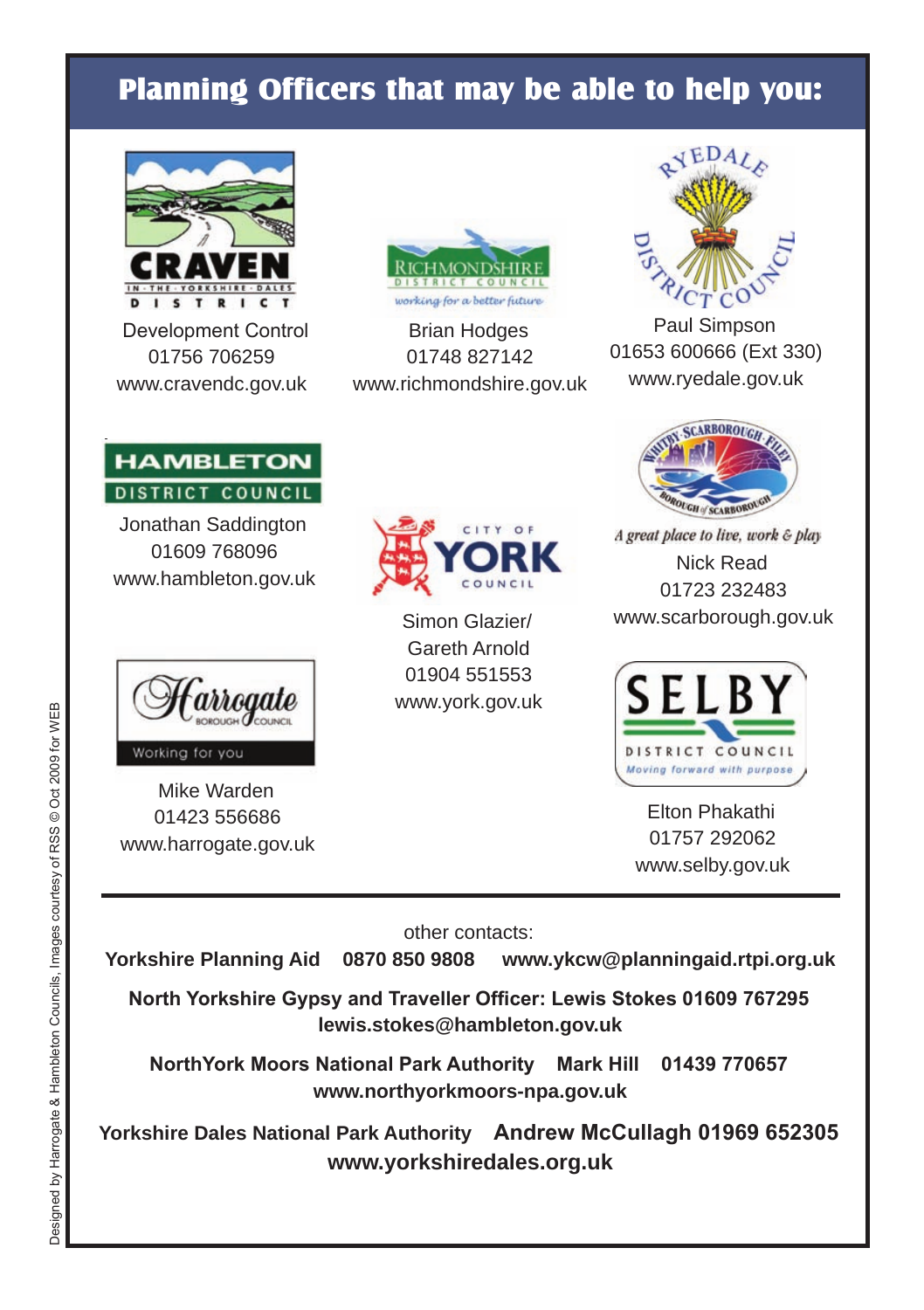## Planning Officers that may be able to help you:

**Craven District**
Development Control
01756 706259
www.cravendc.gov.uk

**Richmondshire District Council**
Brian Hodges
01748 827142
www.richmondshire.gov.uk

**Ryedale District Council**
Paul Simpson
01653 600666 (Ext 330)
www.ryedale.gov.uk

**Hambleton District Council**
Jonathan Saddington
01609 768096
www.hambleton.gov.uk

**City of York Council**
Simon Glazier/
Gareth Arnold
01904 551553
www.york.gov.uk

**Scarborough Borough Council**
*A great place to live, work & play*
Nick Read
01723 232483
www.scarborough.gov.uk

**Harrogate Borough Council**
Mike Warden
01423 556686
www.harrogate.gov.uk

**Selby District Council**
Elton Phakathi
01757 292062
www.selby.gov.uk

---

other contacts:

**Yorkshire Planning Aid 0870 850 9808 www.ykcw@planningaid.rtpi.org.uk**

**North Yorkshire Gypsy and Traveller Officer: Lewis Stokes 01609 767295**
**lewis.stokes@hambleton.gov.uk**

**NorthYork Moors National Park Authority Mark Hill 01439 770657**
**www.northyorkmoors-npa.gov.uk**

**Yorkshire Dales National Park Authority Andrew McCullagh 01969 652305**
**www.yorkshiredales.org.uk**

Designed by Harrogate & Hambleton Councils, Images courtesy of RSS © Oct 2009 for WEB